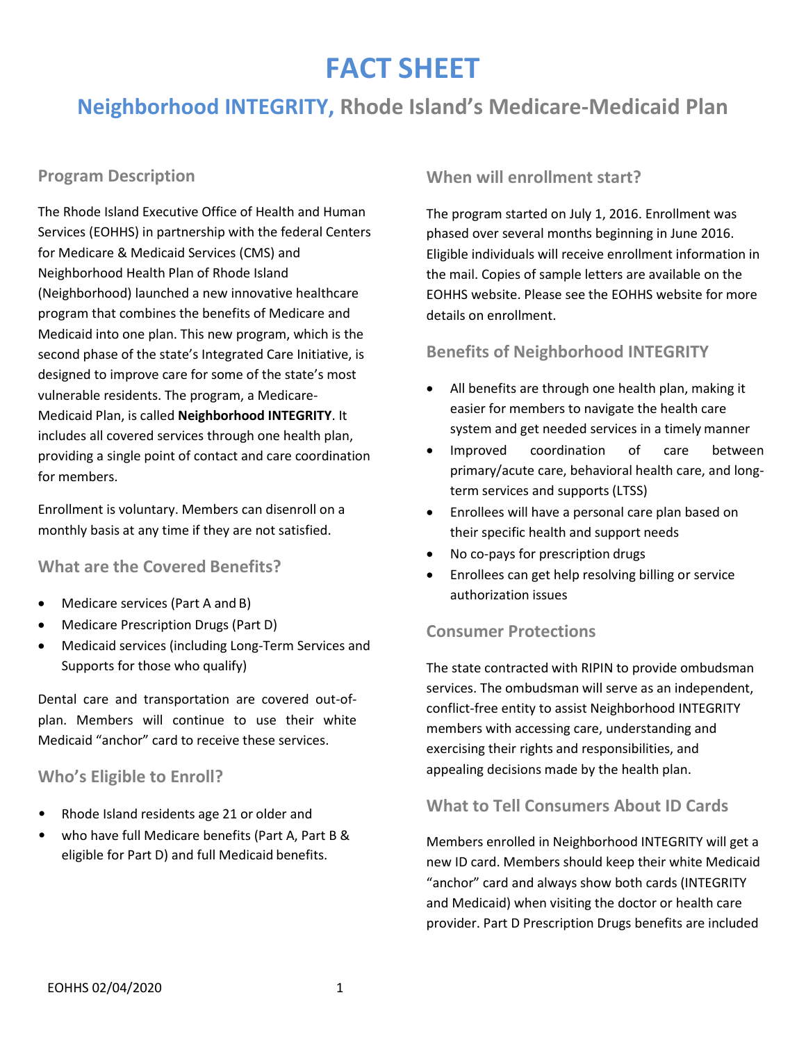# FACT SHEET

## Neighborhood INTEGRITY, Rhode Island's Medicare-Medicaid Plan

### Program Description

The Rhode Island Executive Office of Health and Human Services (EOHHS) in partnership with the federal Centers for Medicare & Medicaid Services (CMS) and Neighborhood Health Plan of Rhode Island (Neighborhood) launched a new innovative healthcare program that combines the benefits of Medicare and Medicaid into one plan. This new program, which is the second phase of the state's Integrated Care Initiative, is designed to improve care for some of the state's most vulnerable residents. The program, a Medicare-Medicaid Plan, is called **Neighborhood INTEGRITY**. It includes all covered services through one health plan, providing a single point of contact and care coordination for members.

Enrollment is voluntary. Members can disenroll on a monthly basis at any time if they are not satisfied.

### What are the Covered Benefits?

- Medicare services (Part A and B)
- Medicare Prescription Drugs (Part D)
- Medicaid services (including Long-Term Services and Supports for those who qualify)

Dental care and transportation are covered out-of-plan. Members will continue to use their white Medicaid "anchor" card to receive these services.

### Who's Eligible to Enroll?

- Rhode Island residents age 21 or older and
- who have full Medicare benefits (Part A, Part B & eligible for Part D) and full Medicaid benefits.

### When will enrollment start?

The program started on July 1, 2016. Enrollment was phased over several months beginning in June 2016. Eligible individuals will receive enrollment information in the mail. Copies of sample letters are available on the EOHHS website. Please see the EOHHS website for more details on enrollment.

### Benefits of Neighborhood INTEGRITY

- All benefits are through one health plan, making it easier for members to navigate the health care system and get needed services in a timely manner
- Improved coordination of care between primary/acute care, behavioral health care, and long-term services and supports (LTSS)
- Enrollees will have a personal care plan based on their specific health and support needs
- No co-pays for prescription drugs
- Enrollees can get help resolving billing or service authorization issues

### Consumer Protections

The state contracted with RIPIN to provide ombudsman services. The ombudsman will serve as an independent, conflict-free entity to assist Neighborhood INTEGRITY members with accessing care, understanding and exercising their rights and responsibilities, and appealing decisions made by the health plan.

### What to Tell Consumers About ID Cards

Members enrolled in Neighborhood INTEGRITY will get a new ID card. Members should keep their white Medicaid "anchor" card and always show both cards (INTEGRITY and Medicaid) when visiting the doctor or health care provider. Part D Prescription Drugs benefits are included

EOHHS 02/04/2020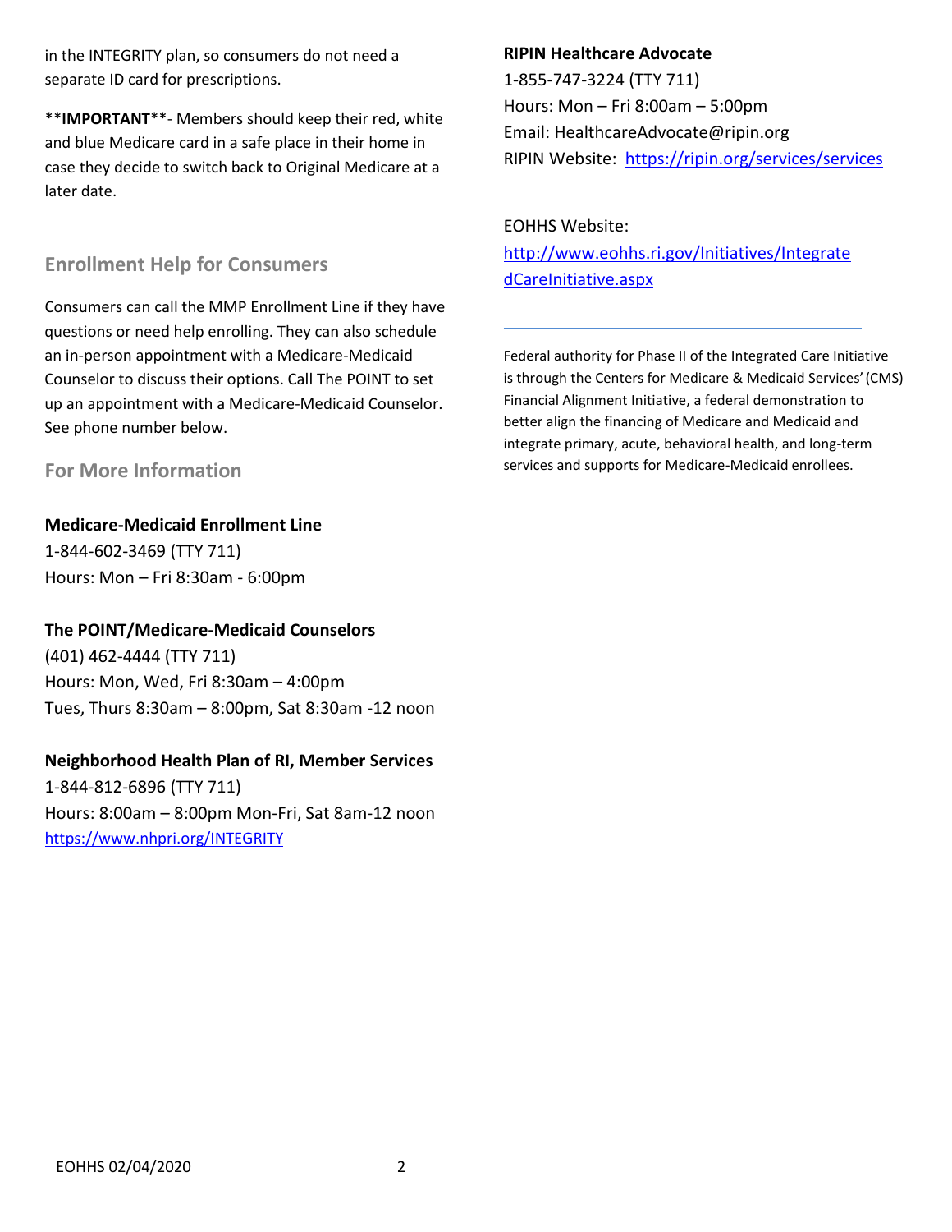in the INTEGRITY plan, so consumers do not need a separate ID card for prescriptions.

**IMPORTANT**- Members should keep their red, white and blue Medicare card in a safe place in their home in case they decide to switch back to Original Medicare at a later date.

## Enrollment Help for Consumers

Consumers can call the MMP Enrollment Line if they have questions or need help enrolling. They can also schedule an in-person appointment with a Medicare-Medicaid Counselor to discuss their options. Call The POINT to set up an appointment with a Medicare-Medicaid Counselor. See phone number below.

## For More Information

**Medicare-Medicaid Enrollment Line**
1-844-602-3469 (TTY 711)
Hours: Mon – Fri 8:30am - 6:00pm

**The POINT/Medicare-Medicaid Counselors**
(401) 462-4444 (TTY 711)
Hours: Mon, Wed, Fri 8:30am – 4:00pm
Tues, Thurs 8:30am – 8:00pm, Sat 8:30am -12 noon

**Neighborhood Health Plan of RI, Member Services**
1-844-812-6896 (TTY 711)
Hours: 8:00am – 8:00pm Mon-Fri, Sat 8am-12 noon
https://www.nhpri.org/INTEGRITY

**RIPIN Healthcare Advocate**
1-855-747-3224 (TTY 711)
Hours: Mon – Fri 8:00am – 5:00pm
Email: HealthcareAdvocate@ripin.org
RIPIN Website: https://ripin.org/services/services

EOHHS Website:
http://www.eohhs.ri.gov/Initiatives/IntegratedCareInitiative.aspx

---

Federal authority for Phase II of the Integrated Care Initiative is through the Centers for Medicare & Medicaid Services' (CMS) Financial Alignment Initiative, a federal demonstration to better align the financing of Medicare and Medicaid and integrate primary, acute, behavioral health, and long-term services and supports for Medicare-Medicaid enrollees.

EOHHS 02/04/2020